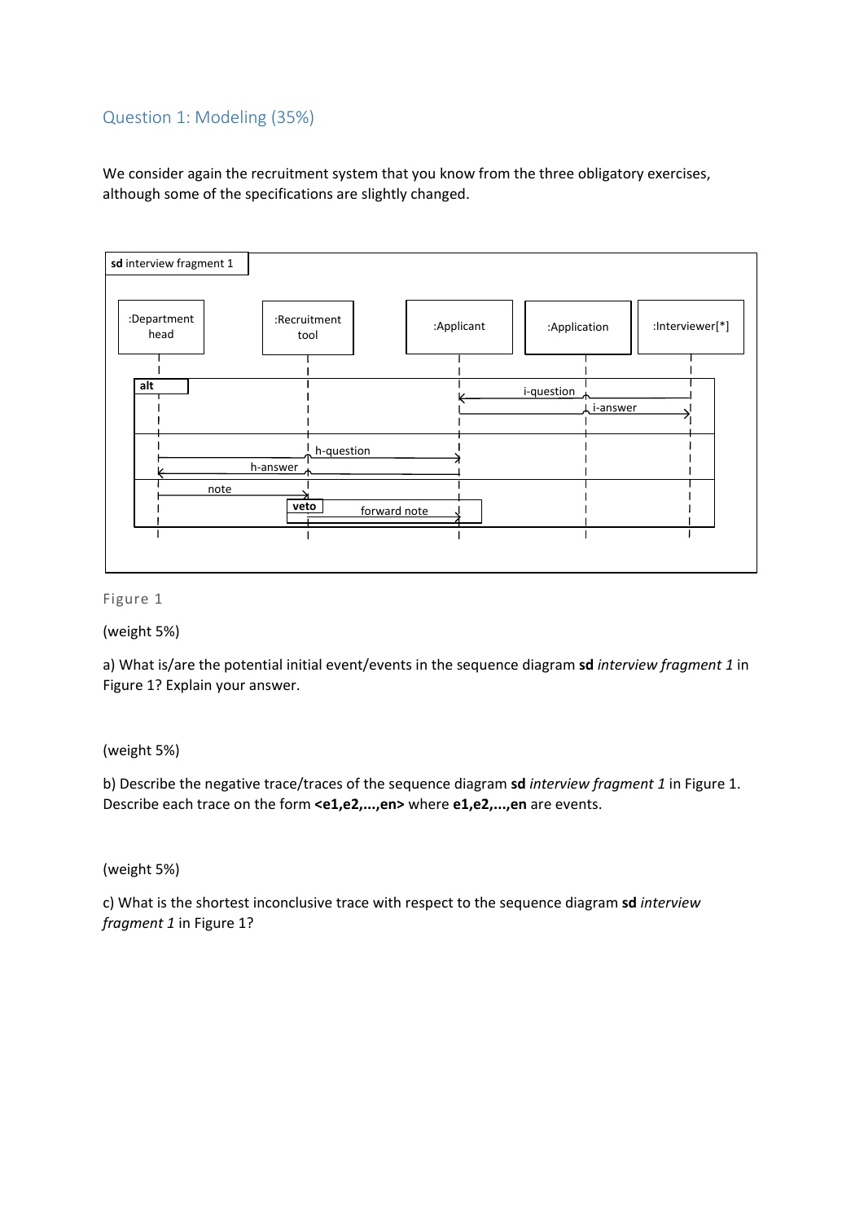## Question 1: Modeling (35%)

We consider again the recruitment system that you know from the three obligatory exercises, although some of the specifications are slightly changed.

Figure 1

(weight 5%)

a) What is/are the potential initial event/events in the sequence diagram **sd** *interview fragment 1* in Figure 1? Explain your answer.

(weight 5%)

b) Describe the negative trace/traces of the sequence diagram **sd** *interview fragment 1* in Figure 1. Describe each trace on the form **<e1,e2,...,en>** where **e1,e2,...,en** are events.

(weight 5%)

c) What is the shortest inconclusive trace with respect to the sequence diagram **sd** *interview fragment 1* in Figure 1?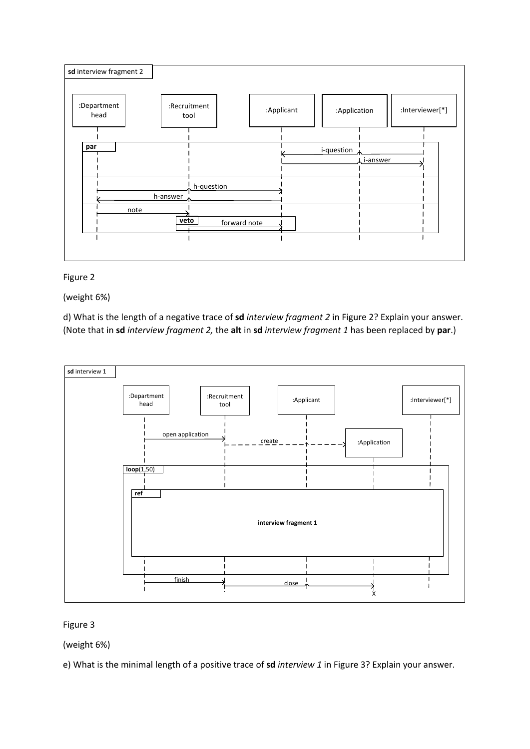Figure 2

(weight 6%)

d) What is the length of a negative trace of **sd** *interview fragment 2* in Figure 2? Explain your answer. (Note that in **sd** *interview fragment 2,* the **alt** in **sd** *interview fragment 1* has been replaced by **par**.)

Figure 3

(weight 6%)

e) What is the minimal length of a positive trace of **sd** *interview 1* in Figure 3? Explain your answer.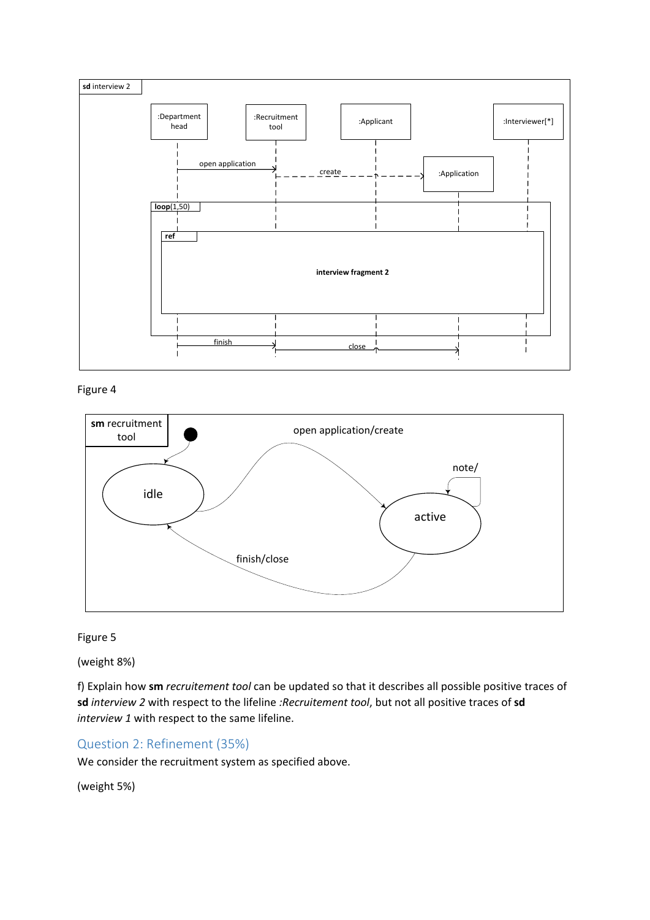Figure 4

Figure 5

(weight 8%)

f) Explain how **sm** *recruitement tool* can be updated so that it describes all possible positive traces of **sd** *interview 2* with respect to the lifeline *:Recruitement tool*, but not all positive traces of **sd** *interview 1* with respect to the same lifeline.

## Question 2: Refinement (35%)

We consider the recruitment system as specified above.

(weight 5%)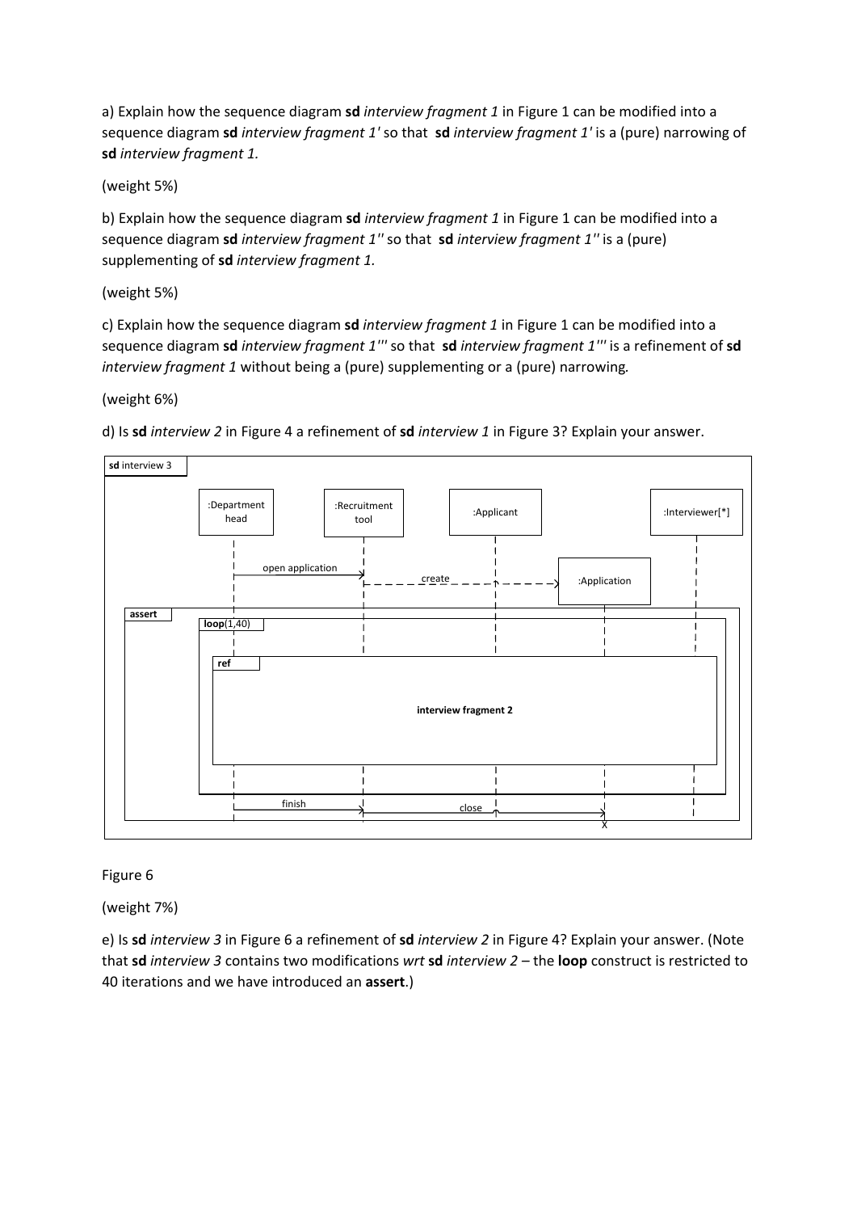a) Explain how the sequence diagram **sd** *interview fragment 1* in Figure 1 can be modified into a sequence diagram **sd** *interview fragment 1'* so that **sd** *interview fragment 1'* is a (pure) narrowing of **sd** *interview fragment 1.*

(weight 5%)

b) Explain how the sequence diagram **sd** *interview fragment 1* in Figure 1 can be modified into a sequence diagram **sd** *interview fragment 1''* so that **sd** *interview fragment 1''* is a (pure) supplementing of **sd** *interview fragment 1.*

(weight 5%)

c) Explain how the sequence diagram **sd** *interview fragment 1* in Figure 1 can be modified into a sequence diagram **sd** *interview fragment 1'''* so that **sd** *interview fragment 1'''* is a refinement of **sd** *interview fragment 1* without being a (pure) supplementing or a (pure) narrowing*.*

(weight 6%)

d) Is **sd** *interview 2* in Figure 4 a refinement of **sd** *interview 1* in Figure 3? Explain your answer.

Figure 6

(weight 7%)

e) Is **sd** *interview 3* in Figure 6 a refinement of **sd** *interview 2* in Figure 4? Explain your answer. (Note that **sd** *interview 3* contains two modifications *wrt* **sd** *interview 2* – the **loop** construct is restricted to 40 iterations and we have introduced an **assert**.)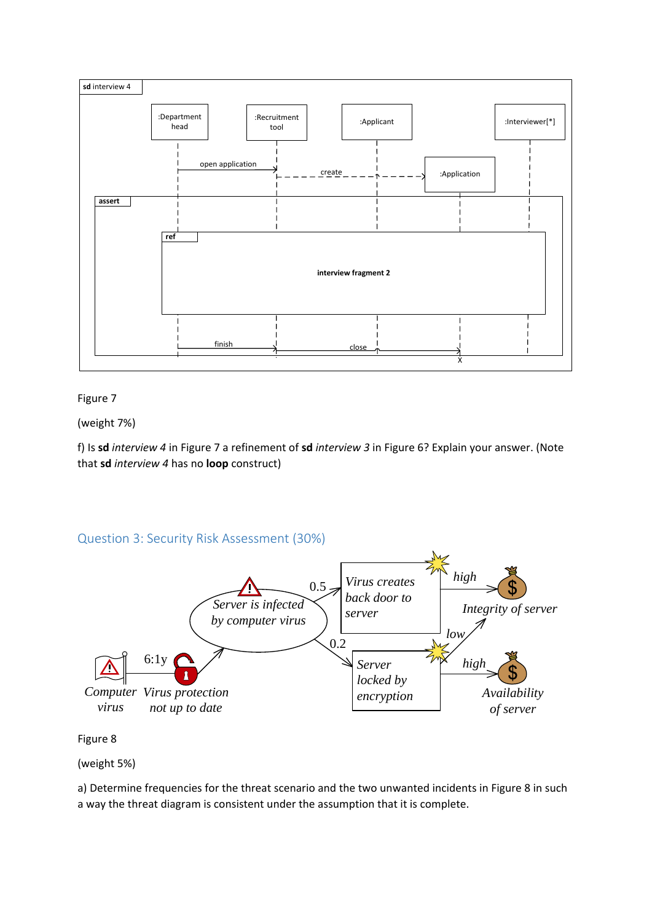Figure 7

(weight 7%)

f) Is **sd** *interview 4* in Figure 7 a refinement of **sd** *interview 3* in Figure 6? Explain your answer. (Note that **sd** *interview 4* has no **loop** construct)

## Question 3: Security Risk Assessment (30%)

Figure 8

(weight 5%)

a) Determine frequencies for the threat scenario and the two unwanted incidents in Figure 8 in such a way the threat diagram is consistent under the assumption that it is complete.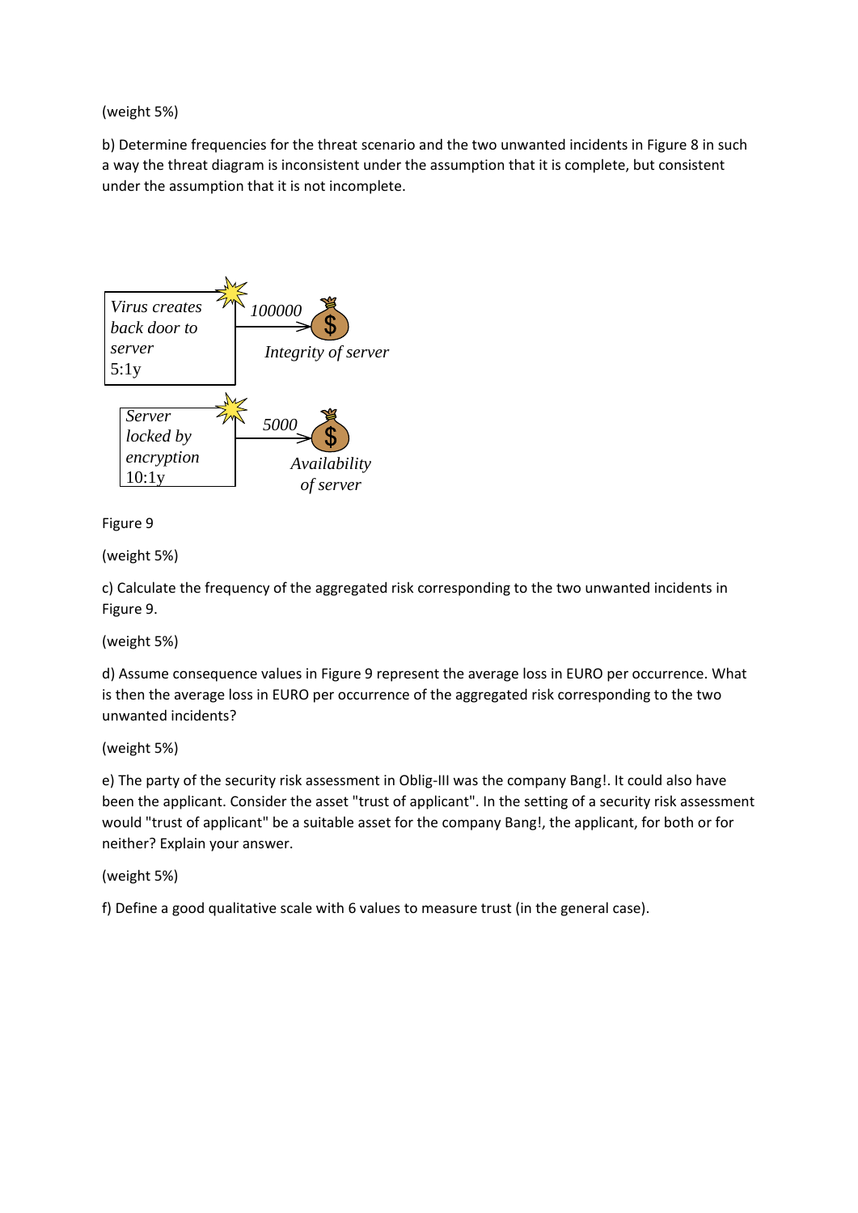(weight 5%)

b) Determine frequencies for the threat scenario and the two unwanted incidents in Figure 8 in such a way the threat diagram is inconsistent under the assumption that it is complete, but consistent under the assumption that it is not incomplete.

Virus creates back door to server
5:1y

100000

Integrity of server

Server locked by encryption
10:1y

5000

Availability of server

Figure 9

(weight 5%)

c) Calculate the frequency of the aggregated risk corresponding to the two unwanted incidents in Figure 9.

(weight 5%)

d) Assume consequence values in Figure 9 represent the average loss in EURO per occurrence. What is then the average loss in EURO per occurrence of the aggregated risk corresponding to the two unwanted incidents?

(weight 5%)

e) The party of the security risk assessment in Oblig-III was the company Bang!. It could also have been the applicant. Consider the asset "trust of applicant". In the setting of a security risk assessment would "trust of applicant" be a suitable asset for the company Bang!, the applicant, for both or for neither? Explain your answer.

(weight 5%)

f) Define a good qualitative scale with 6 values to measure trust (in the general case).